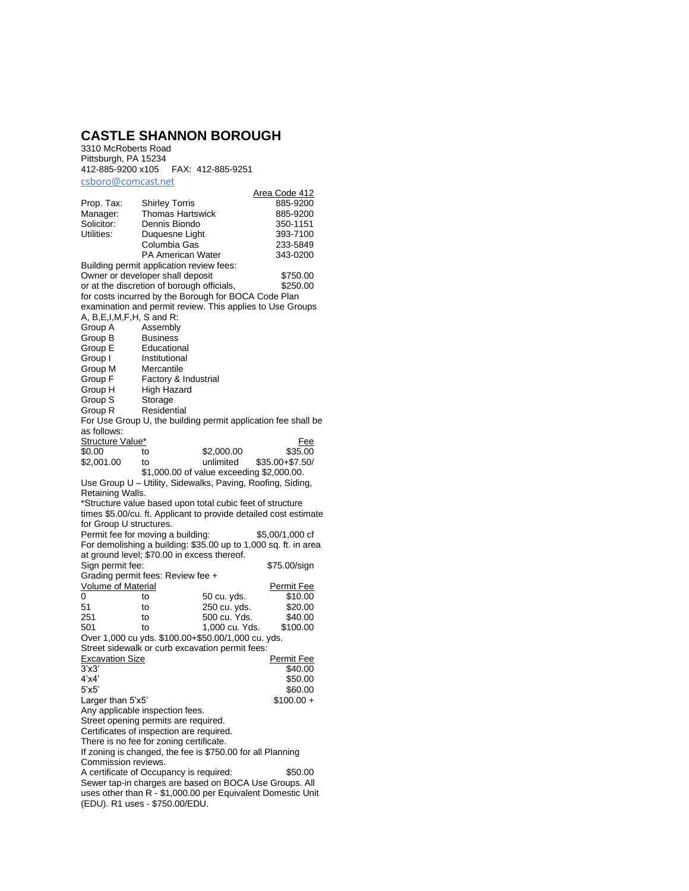# CASTLE SHANNON BOROUGH

3310 McRoberts Road
Pittsburgh, PA 15234
412-885-9200 x105 FAX: 412-885-9251
csboro@comcast.net

| | | Area Code 412 |
|---|---|---|
| Prop. Tax: | Shirley Torris | 885-9200 |
| Manager: | Thomas Hartswick | 885-9200 |
| Solicitor: | Dennis Biondo | 350-1151 |
| Utilities: | Duquesne Light | 393-7100 |
| | Columbia Gas | 233-5849 |
| | PA American Water | 343-0200 |

Building permit application review fees:
Owner or developer shall deposit $750.00
or at the discretion of borough officials, $250.00
for costs incurred by the Borough for BOCA Code Plan examination and permit review. This applies to Use Groups A, B,E,I,M,F,H, S and R:

| | |
|---|---|
| Group A | Assembly |
| Group B | Business |
| Group E | Educational |
| Group I | Institutional |
| Group M | Mercantile |
| Group F | Factory & Industrial |
| Group H | High Hazard |
| Group S | Storage |
| Group R | Residential |

For Use Group U, the building permit application fee shall be as follows:

| Structure Value* | | | Fee |
|---|---|---|---|
| $0.00 | to | $2,000.00 | $35.00 |
| $2,001.00 | to | unlimited | $35.00+$7.50/ $1,000.00 of value exceeding $2,000.00. |

Use Group U – Utility, Sidewalks, Paving, Roofing, Siding, Retaining Walls.

*Structure value based upon total cubic feet of structure times $5.00/cu. ft. Applicant to provide detailed cost estimate for Group U structures.

Permit fee for moving a building: $5,00/1,000 cf

For demolishing a building: $35.00 up to 1,000 sq. ft. in area at ground level; $70.00 in excess thereof.

Sign permit fee: $75.00/sign

Grading permit fees: Review fee +

| Volume of Material | | | Permit Fee |
|---|---|---|---|
| 0 | to | 50 cu. yds. | $10.00 |
| 51 | to | 250 cu. yds. | $20.00 |
| 251 | to | 500 cu. Yds. | $40.00 |
| 501 | to | 1,000 cu. Yds. | $100.00 |

Over 1,000 cu yds. $100.00+$50.00/1,000 cu. yds.

Street sidewalk or curb excavation permit fees:

| Excavation Size | Permit Fee |
|---|---|
| 3'x3' | $40.00 |
| 4'x4' | $50.00 |
| 5'x5' | $60.00 |
| Larger than 5'x5' | $100.00 + |

Any applicable inspection fees.
Street opening permits are required.
Certificates of inspection are required.
There is no fee for zoning certificate.
If zoning is changed, the fee is $750.00 for all Planning Commission reviews.
A certificate of Occupancy is required: $50.00
Sewer tap-in charges are based on BOCA Use Groups. All uses other than R - $1,000.00 per Equivalent Domestic Unit (EDU). R1 uses - $750.00/EDU.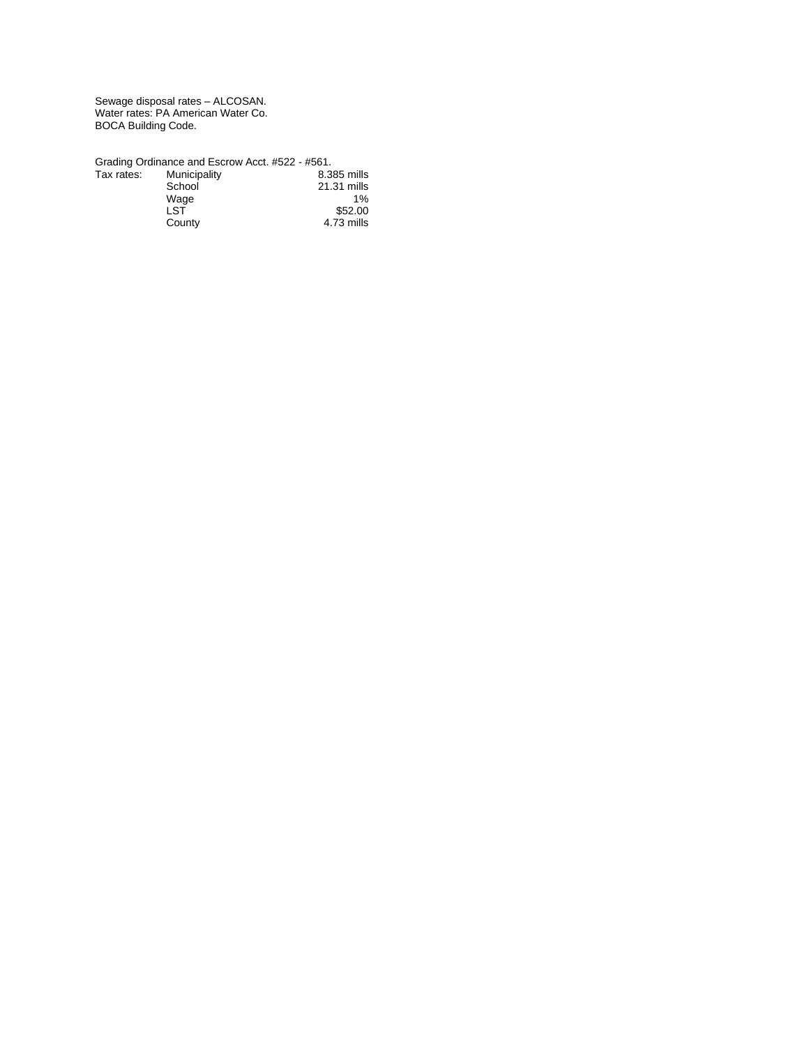Sewage disposal rates – ALCOSAN.
Water rates: PA American Water Co.
BOCA Building Code.

Grading Ordinance and Escrow Acct. #522 - #561.

| | | |
|---|---|---|
| Tax rates: | Municipality | 8.385 mills |
| | School | 21.31 mills |
| | Wage | 1% |
| | LST | $52.00 |
| | County | 4.73 mills |